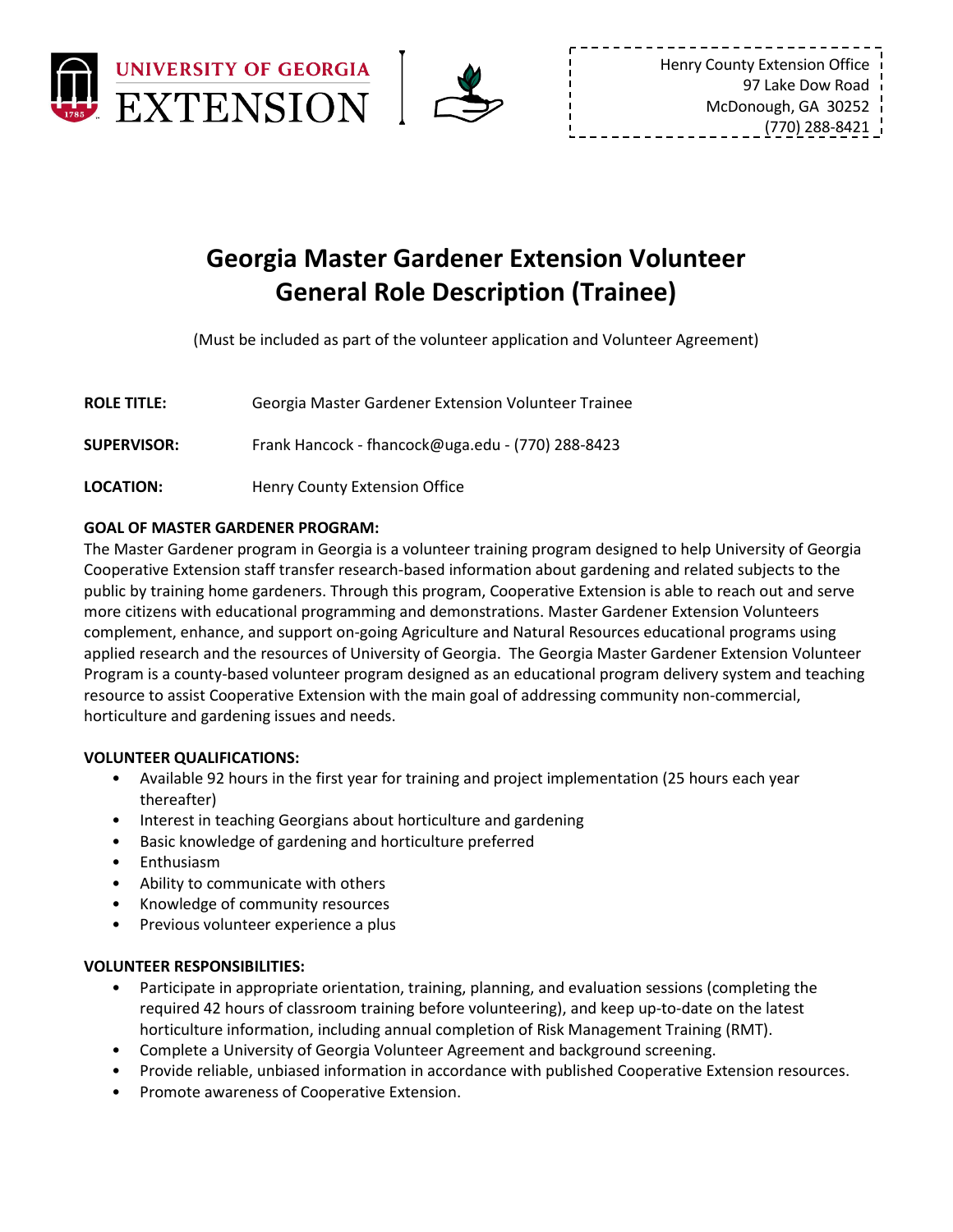UNIVERSITY OF GEORGIA EXTENSION

Henry County Extension Office
97 Lake Dow Road
McDonough, GA 30252
(770) 288-8421

# Georgia Master Gardener Extension Volunteer General Role Description (Trainee)

(Must be included as part of the volunteer application and Volunteer Agreement)

**ROLE TITLE:** Georgia Master Gardener Extension Volunteer Trainee

**SUPERVISOR:** Frank Hancock - fhancock@uga.edu - (770) 288-8423

**LOCATION:** Henry County Extension Office

**GOAL OF MASTER GARDENER PROGRAM:**

The Master Gardener program in Georgia is a volunteer training program designed to help University of Georgia Cooperative Extension staff transfer research-based information about gardening and related subjects to the public by training home gardeners. Through this program, Cooperative Extension is able to reach out and serve more citizens with educational programming and demonstrations. Master Gardener Extension Volunteers complement, enhance, and support on-going Agriculture and Natural Resources educational programs using applied research and the resources of University of Georgia. The Georgia Master Gardener Extension Volunteer Program is a county-based volunteer program designed as an educational program delivery system and teaching resource to assist Cooperative Extension with the main goal of addressing community non-commercial, horticulture and gardening issues and needs.

**VOLUNTEER QUALIFICATIONS:**

- Available 92 hours in the first year for training and project implementation (25 hours each year thereafter)
- Interest in teaching Georgians about horticulture and gardening
- Basic knowledge of gardening and horticulture preferred
- Enthusiasm
- Ability to communicate with others
- Knowledge of community resources
- Previous volunteer experience a plus

**VOLUNTEER RESPONSIBILITIES:**

- Participate in appropriate orientation, training, planning, and evaluation sessions (completing the required 42 hours of classroom training before volunteering), and keep up-to-date on the latest horticulture information, including annual completion of Risk Management Training (RMT).
- Complete a University of Georgia Volunteer Agreement and background screening.
- Provide reliable, unbiased information in accordance with published Cooperative Extension resources.
- Promote awareness of Cooperative Extension.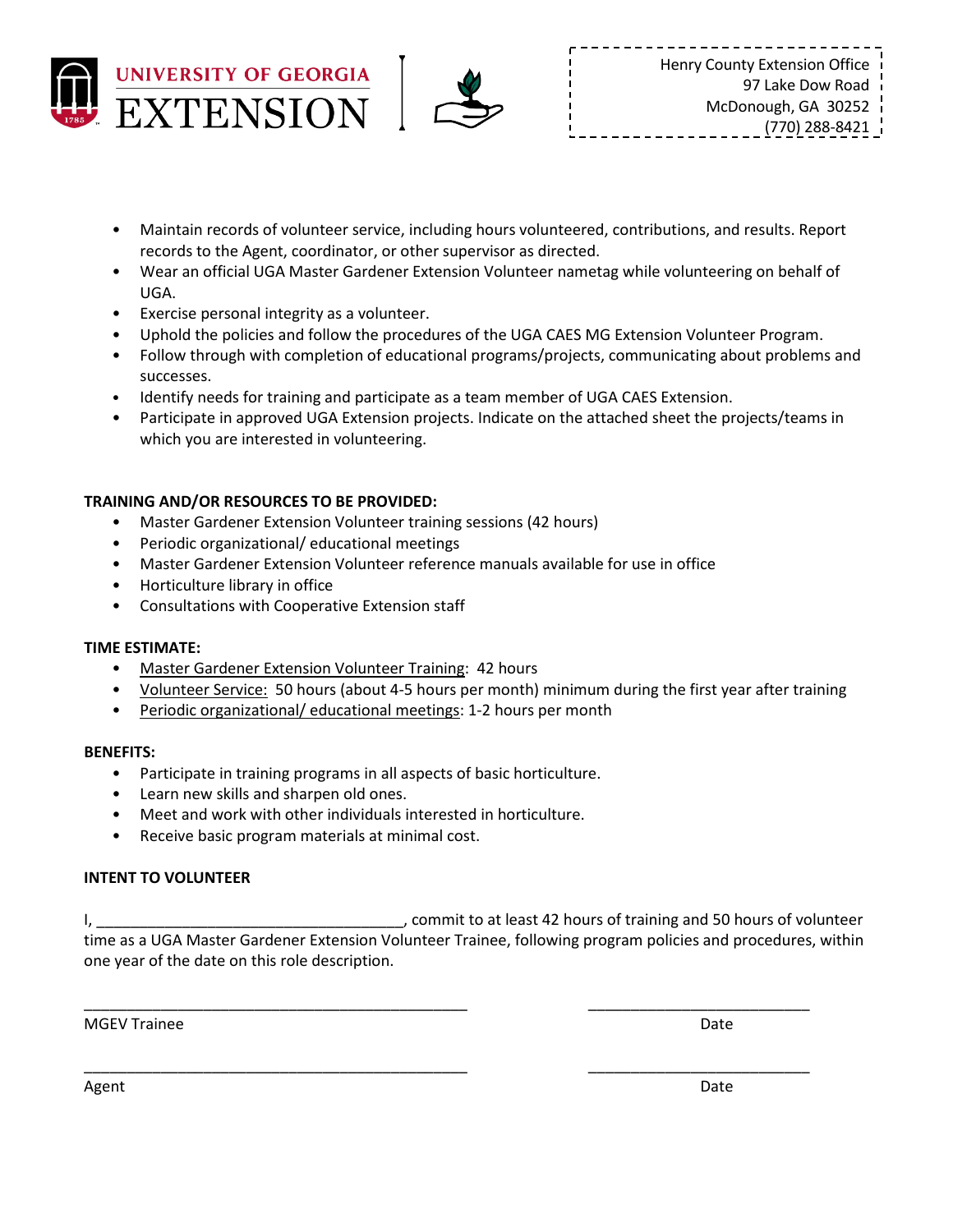UNIVERSITY OF GEORGIA
EXTENSION

Henry County Extension Office
97 Lake Dow Road
McDonough, GA 30252
(770) 288-8421

- Maintain records of volunteer service, including hours volunteered, contributions, and results. Report records to the Agent, coordinator, or other supervisor as directed.
- Wear an official UGA Master Gardener Extension Volunteer nametag while volunteering on behalf of UGA.
- Exercise personal integrity as a volunteer.
- Uphold the policies and follow the procedures of the UGA CAES MG Extension Volunteer Program.
- Follow through with completion of educational programs/projects, communicating about problems and successes.
- Identify needs for training and participate as a team member of UGA CAES Extension.
- Participate in approved UGA Extension projects. Indicate on the attached sheet the projects/teams in which you are interested in volunteering.

**TRAINING AND/OR RESOURCES TO BE PROVIDED:**

- Master Gardener Extension Volunteer training sessions (42 hours)
- Periodic organizational/ educational meetings
- Master Gardener Extension Volunteer reference manuals available for use in office
- Horticulture library in office
- Consultations with Cooperative Extension staff

**TIME ESTIMATE:**

- Master Gardener Extension Volunteer Training: 42 hours
- Volunteer Service: 50 hours (about 4-5 hours per month) minimum during the first year after training
- Periodic organizational/ educational meetings: 1-2 hours per month

**BENEFITS:**

- Participate in training programs in all aspects of basic horticulture.
- Learn new skills and sharpen old ones.
- Meet and work with other individuals interested in horticulture.
- Receive basic program materials at minimal cost.

**INTENT TO VOLUNTEER**

I, ____________________________________, commit to at least 42 hours of training and 50 hours of volunteer time as a UGA Master Gardener Extension Volunteer Trainee, following program policies and procedures, within one year of the date on this role description.

_______________________________________________ _________________________

MGEV Trainee Date

_______________________________________________ _________________________

Agent Date